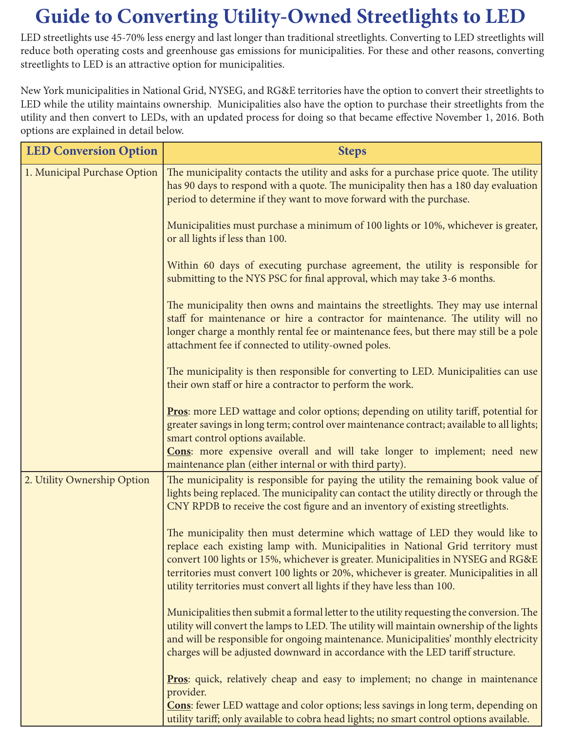# Guide to Converting Utility-Owned Streetlights to LED

LED streetlights use 45-70% less energy and last longer than traditional streetlights. Converting to LED streetlights will reduce both operating costs and greenhouse gas emissions for municipalities. For these and other reasons, converting streetlights to LED is an attractive option for municipalities.

New York municipalities in National Grid, NYSEG, and RG&E territories have the option to convert their streetlights to LED while the utility maintains ownership. Municipalities also have the option to purchase their streetlights from the utility and then convert to LEDs, with an updated process for doing so that became effective November 1, 2016. Both options are explained in detail below.

| LED Conversion Option | Steps |
|---|---|
| 1. Municipal Purchase Option | The municipality contacts the utility and asks for a purchase price quote. The utility has 90 days to respond with a quote. The municipality then has a 180 day evaluation period to determine if they want to move forward with the purchase.<br><br>Municipalities must purchase a minimum of 100 lights or 10%, whichever is greater, or all lights if less than 100.<br><br>Within 60 days of executing purchase agreement, the utility is responsible for submitting to the NYS PSC for final approval, which may take 3-6 months.<br><br>The municipality then owns and maintains the streetlights. They may use internal staff for maintenance or hire a contractor for maintenance. The utility will no longer charge a monthly rental fee or maintenance fees, but there may still be a pole attachment fee if connected to utility-owned poles.<br><br>The municipality is then responsible for converting to LED. Municipalities can use their own staff or hire a contractor to perform the work.<br><br>**Pros**: more LED wattage and color options; depending on utility tariff, potential for greater savings in long term; control over maintenance contract; available to all lights; smart control options available.<br>**Cons**: more expensive overall and will take longer to implement; need new maintenance plan (either internal or with third party). |
| 2. Utility Ownership Option | The municipality is responsible for paying the utility the remaining book value of lights being replaced. The municipality can contact the utility directly or through the CNY RPDB to receive the cost figure and an inventory of existing streetlights.<br><br>The municipality then must determine which wattage of LED they would like to replace each existing lamp with. Municipalities in National Grid territory must convert 100 lights or 15%, whichever is greater. Municipalities in NYSEG and RG&E territories must convert 100 lights or 20%, whichever is greater. Municipalities in all utility territories must convert all lights if they have less than 100.<br><br>Municipalities then submit a formal letter to the utility requesting the conversion. The utility will convert the lamps to LED. The utility will maintain ownership of the lights and will be responsible for ongoing maintenance. Municipalities' monthly electricity charges will be adjusted downward in accordance with the LED tariff structure.<br><br>**Pros**: quick, relatively cheap and easy to implement; no change in maintenance provider.<br>**Cons**: fewer LED wattage and color options; less savings in long term, depending on utility tariff; only available to cobra head lights; no smart control options available. |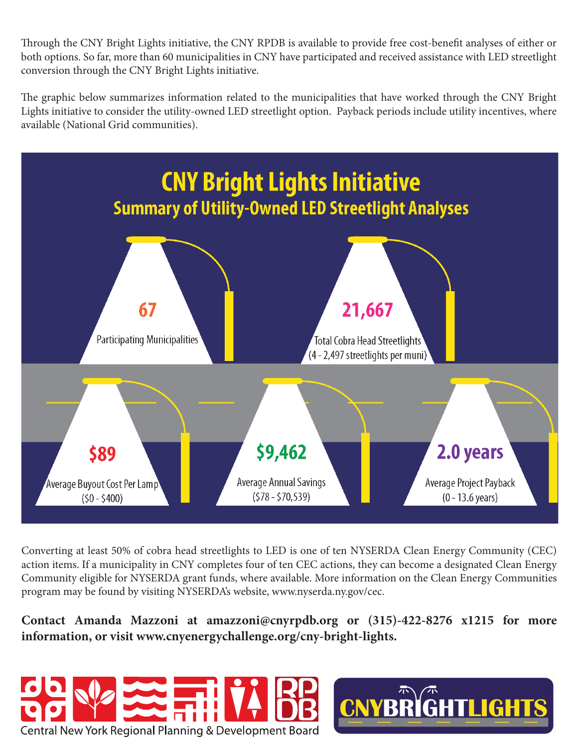Through the CNY Bright Lights initiative, the CNY RPDB is available to provide free cost-benefit analyses of either or both options. So far, more than 60 municipalities in CNY have participated and received assistance with LED streetlight conversion through the CNY Bright Lights initiative.

The graphic below summarizes information related to the municipalities that have worked through the CNY Bright Lights initiative to consider the utility-owned LED streetlight option. Payback periods include utility incentives, where available (National Grid communities).

## CNY Bright Lights Initiative

### Summary of Utility-Owned LED Streetlight Analyses

67
Participating Municipalities

21,667
Total Cobra Head Streetlights
(4 - 2,497 streetlights per muni)

$89
Average Buyout Cost Per Lamp
($0 - $400)

$9,462
Average Annual Savings
($78 - $70,539)

2.0 years
Average Project Payback
(0 - 13.6 years)

Converting at least 50% of cobra head streetlights to LED is one of ten NYSERDA Clean Energy Community (CEC) action items. If a municipality in CNY completes four of ten CEC actions, they can become a designated Clean Energy Community eligible for NYSERDA grant funds, where available. More information on the Clean Energy Communities program may be found by visiting NYSERDA's website, www.nyserda.ny.gov/cec.

**Contact Amanda Mazzoni at amazzoni@cnyrpdb.org or (315)-422-8276 x1215 for more information, or visit www.cnyenergychallenge.org/cny-bright-lights.**

Central New York Regional Planning & Development Board

CNYBRIGHTLIGHTS